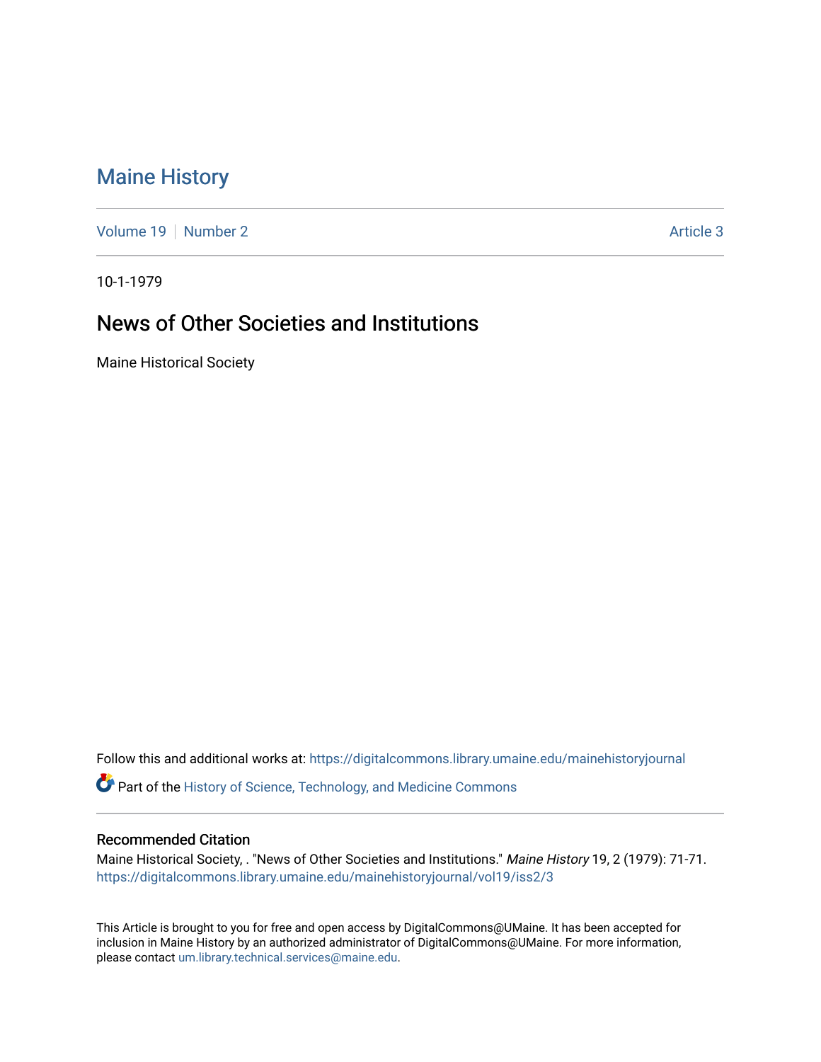# Maine History

Volume 19 | Number 2 | Article 3

10-1-1979

## News of Other Societies and Institutions

Maine Historical Society

Follow this and additional works at: https://digitalcommons.library.umaine.edu/mainehistoryjournal

Part of the History of Science, Technology, and Medicine Commons

### Recommended Citation

Maine Historical Society, . "News of Other Societies and Institutions." *Maine History* 19, 2 (1979): 71-71. https://digitalcommons.library.umaine.edu/mainehistoryjournal/vol19/iss2/3

This Article is brought to you for free and open access by DigitalCommons@UMaine. It has been accepted for inclusion in Maine History by an authorized administrator of DigitalCommons@UMaine. For more information, please contact um.library.technical.services@maine.edu.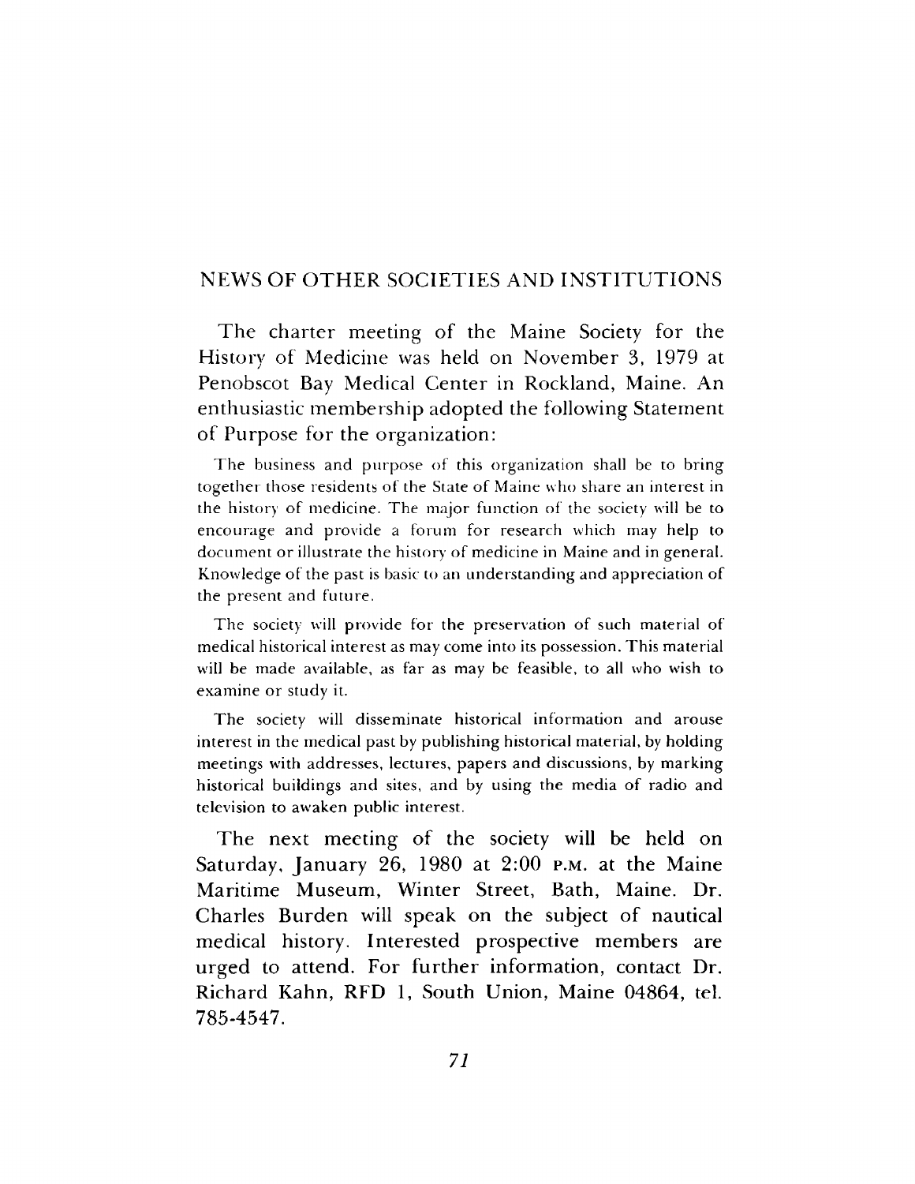## NEWS OF OTHER SOCIETIES AND INSTITUTIONS

The charter meeting of the Maine Society for the History of Medicine was held on November 3, 1979 at Penobscot Bay Medical Center in Rockland, Maine. An enthusiastic membership adopted the following Statement of Purpose for the organization:

> The business and purpose of this organization shall be to bring together those residents of the State of Maine who share an interest in the history of medicine. The major function of the society will be to encourage and provide a forum for research which may help to document or illustrate the history of medicine in Maine and in general. Knowledge of the past is basic to an understanding and appreciation of the present and future.
>
> The society will provide for the preservation of such material of medical historical interest as may come into its possession. This material will be made available, as far as may be feasible, to all who wish to examine or study it.
>
> The society will disseminate historical information and arouse interest in the medical past by publishing historical material, by holding meetings with addresses, lectures, papers and discussions, by marking historical buildings and sites, and by using the media of radio and television to awaken public interest.

The next meeting of the society will be held on Saturday, January 26, 1980 at 2:00 P.M. at the Maine Maritime Museum, Winter Street, Bath, Maine. Dr. Charles Burden will speak on the subject of nautical medical history. Interested prospective members are urged to attend. For further information, contact Dr. Richard Kahn, RFD 1, South Union, Maine 04864, tel. 785-4547.